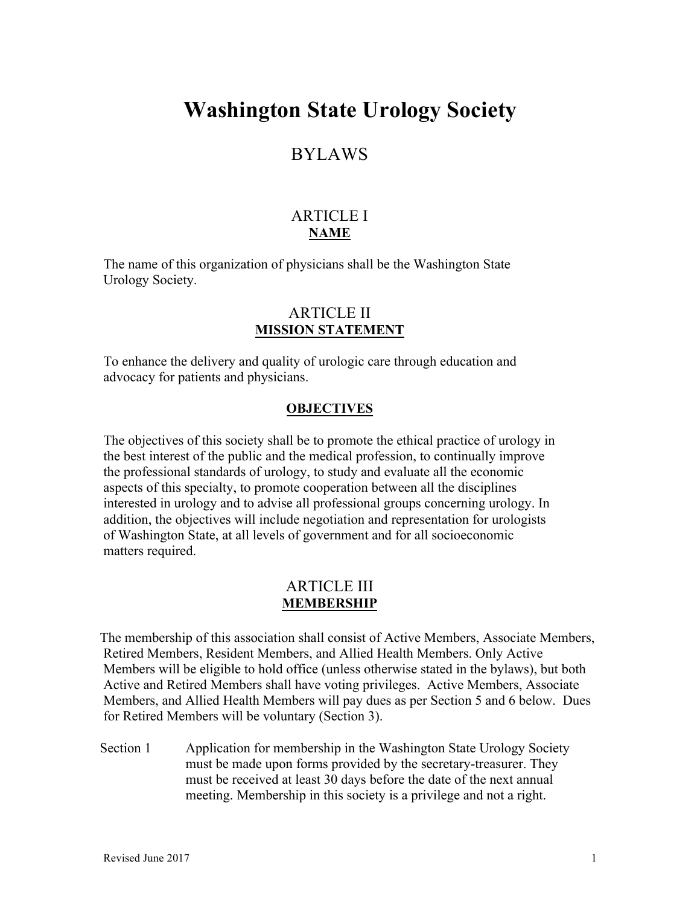# Washington State Urology Society

## BYLAWS

### ARTICLE I
**NAME**

The name of this organization of physicians shall be the Washington State Urology Society.

### ARTICLE II
**MISSION STATEMENT**

To enhance the delivery and quality of urologic care through education and advocacy for patients and physicians.

**OBJECTIVES**

The objectives of this society shall be to promote the ethical practice of urology in the best interest of the public and the medical profession, to continually improve the professional standards of urology, to study and evaluate all the economic aspects of this specialty, to promote cooperation between all the disciplines interested in urology and to advise all professional groups concerning urology. In addition, the objectives will include negotiation and representation for urologists of Washington State, at all levels of government and for all socioeconomic matters required.

### ARTICLE III
**MEMBERSHIP**

The membership of this association shall consist of Active Members, Associate Members, Retired Members, Resident Members, and Allied Health Members. Only Active Members will be eligible to hold office (unless otherwise stated in the bylaws), but both Active and Retired Members shall have voting privileges. Active Members, Associate Members, and Allied Health Members will pay dues as per Section 5 and 6 below. Dues for Retired Members will be voluntary (Section 3).

Section 1 Application for membership in the Washington State Urology Society must be made upon forms provided by the secretary-treasurer. They must be received at least 30 days before the date of the next annual meeting. Membership in this society is a privilege and not a right.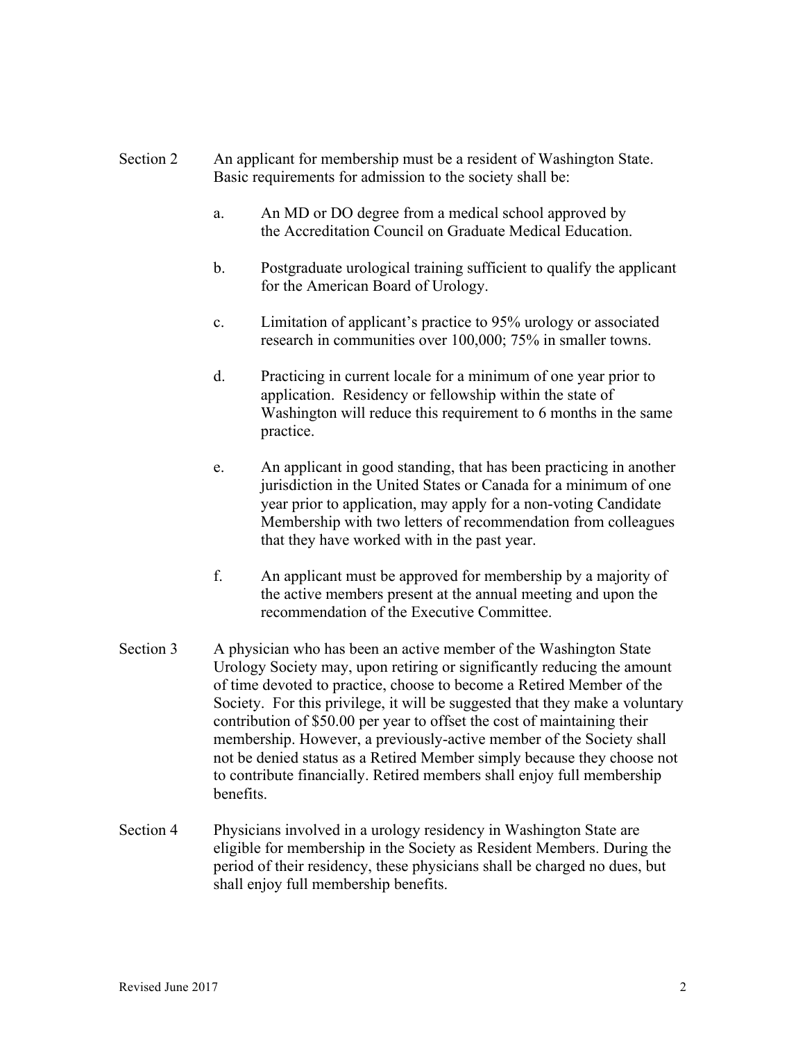Section 2 An applicant for membership must be a resident of Washington State. Basic requirements for admission to the society shall be:

a. An MD or DO degree from a medical school approved by the Accreditation Council on Graduate Medical Education.

b. Postgraduate urological training sufficient to qualify the applicant for the American Board of Urology.

c. Limitation of applicant's practice to 95% urology or associated research in communities over 100,000; 75% in smaller towns.

d. Practicing in current locale for a minimum of one year prior to application. Residency or fellowship within the state of Washington will reduce this requirement to 6 months in the same practice.

e. An applicant in good standing, that has been practicing in another jurisdiction in the United States or Canada for a minimum of one year prior to application, may apply for a non-voting Candidate Membership with two letters of recommendation from colleagues that they have worked with in the past year.

f. An applicant must be approved for membership by a majority of the active members present at the annual meeting and upon the recommendation of the Executive Committee.

Section 3 A physician who has been an active member of the Washington State Urology Society may, upon retiring or significantly reducing the amount of time devoted to practice, choose to become a Retired Member of the Society. For this privilege, it will be suggested that they make a voluntary contribution of $50.00 per year to offset the cost of maintaining their membership. However, a previously-active member of the Society shall not be denied status as a Retired Member simply because they choose not to contribute financially. Retired members shall enjoy full membership benefits.

Section 4 Physicians involved in a urology residency in Washington State are eligible for membership in the Society as Resident Members. During the period of their residency, these physicians shall be charged no dues, but shall enjoy full membership benefits.

Revised June 2017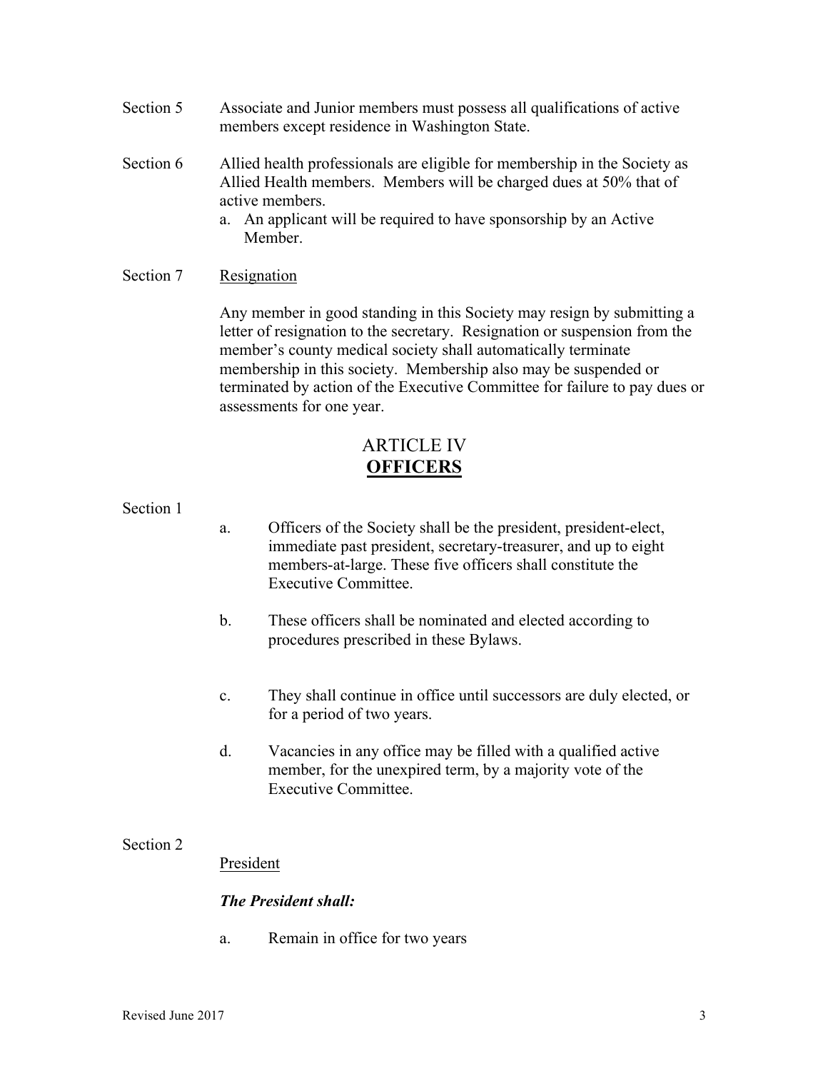Section 5 Associate and Junior members must possess all qualifications of active members except residence in Washington State.

Section 6 Allied health professionals are eligible for membership in the Society as Allied Health members. Members will be charged dues at 50% that of active members.

a. An applicant will be required to have sponsorship by an Active Member.

Section 7 Resignation

Any member in good standing in this Society may resign by submitting a letter of resignation to the secretary. Resignation or suspension from the member's county medical society shall automatically terminate membership in this society. Membership also may be suspended or terminated by action of the Executive Committee for failure to pay dues or assessments for one year.

## ARTICLE IV
## **OFFICERS**

Section 1

a. Officers of the Society shall be the president, president-elect, immediate past president, secretary-treasurer, and up to eight members-at-large. These five officers shall constitute the Executive Committee.

b. These officers shall be nominated and elected according to procedures prescribed in these Bylaws.

c. They shall continue in office until successors are duly elected, or for a period of two years.

d. Vacancies in any office may be filled with a qualified active member, for the unexpired term, by a majority vote of the Executive Committee.

Section 2

President

***The President shall:***

a. Remain in office for two years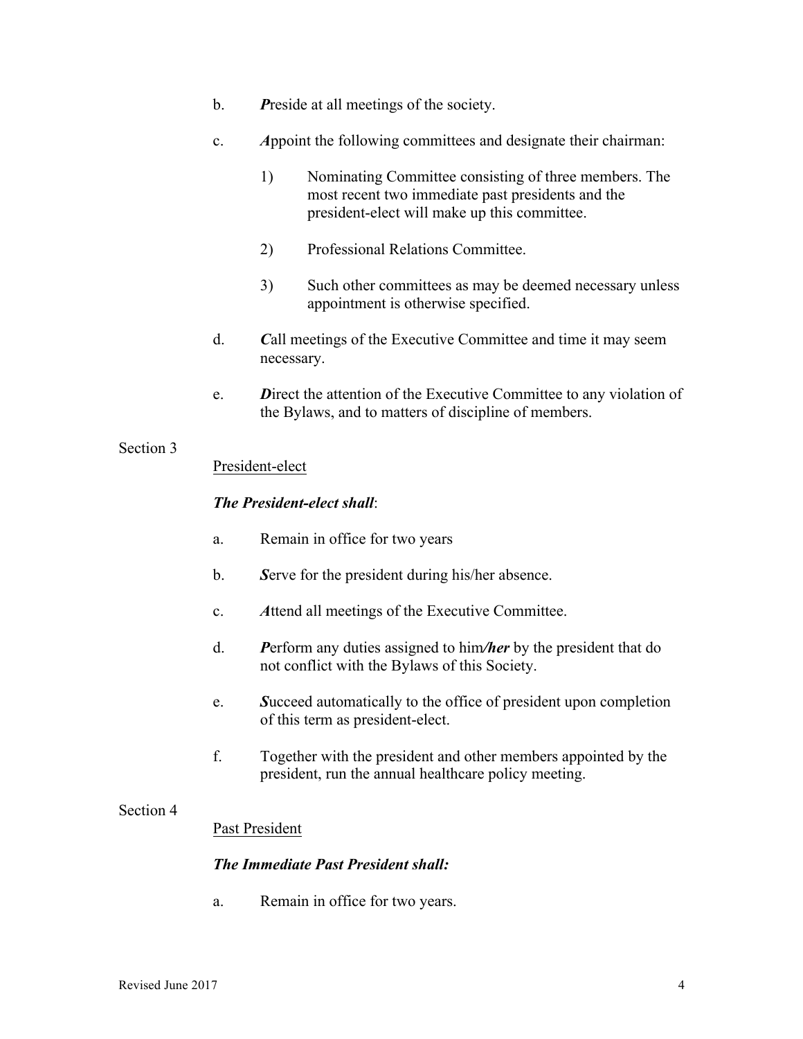b. ***P***reside at all meetings of the society.

c. ***A***ppoint the following committees and designate their chairman:

   1) Nominating Committee consisting of three members. The most recent two immediate past presidents and the president-elect will make up this committee.

   2) Professional Relations Committee.

   3) Such other committees as may be deemed necessary unless appointment is otherwise specified.

d. ***C***all meetings of the Executive Committee and time it may seem necessary.

e. ***D***irect the attention of the Executive Committee to any violation of the Bylaws, and to matters of discipline of members.

Section 3

<u>President-elect</u>

***The President-elect shall***:

a. Remain in office for two years

b. ***S***erve for the president during his/her absence.

c. ***A***ttend all meetings of the Executive Committee.

d. ***P***erform any duties assigned to him***/her*** by the president that do not conflict with the Bylaws of this Society.

e. ***S***ucceed automatically to the office of president upon completion of this term as president-elect.

f. Together with the president and other members appointed by the president, run the annual healthcare policy meeting.

Section 4

<u>Past President</u>

***The Immediate Past President shall:***

a. Remain in office for two years.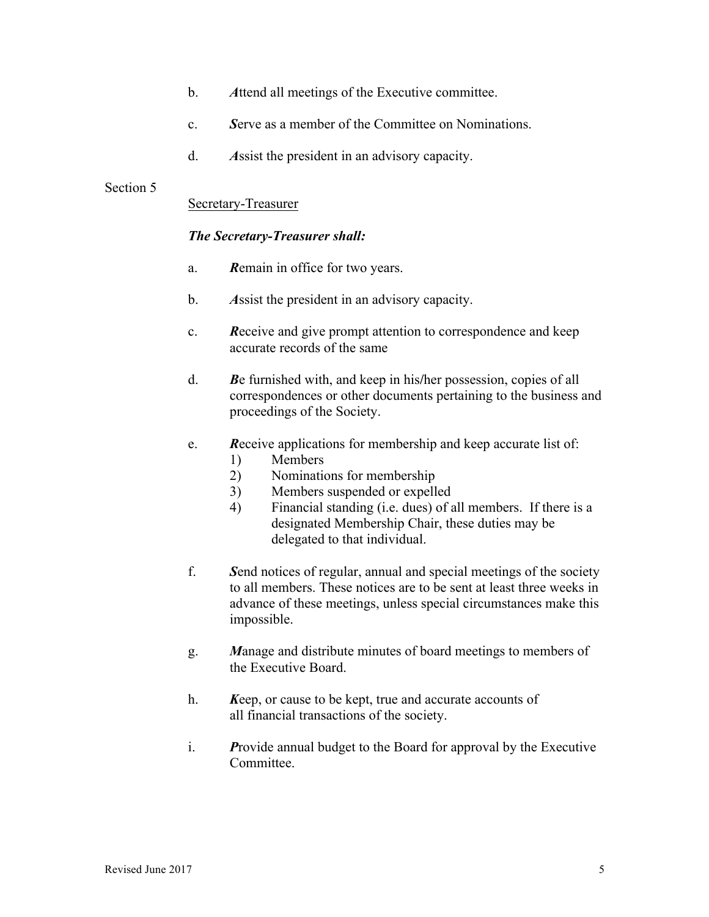b. ***A***ttend all meetings of the Executive committee.

c. ***S***erve as a member of the Committee on Nominations.

d. ***A***ssist the president in an advisory capacity.

Section 5

Secretary-Treasurer

***The Secretary-Treasurer shall:***

a. ***R***emain in office for two years.

b. ***A***ssist the president in an advisory capacity.

c. ***R***eceive and give prompt attention to correspondence and keep accurate records of the same

d. ***B***e furnished with, and keep in his/her possession, copies of all correspondences or other documents pertaining to the business and proceedings of the Society.

e. ***R***eceive applications for membership and keep accurate list of:
   1) Members
   2) Nominations for membership
   3) Members suspended or expelled
   4) Financial standing (i.e. dues) of all members. If there is a designated Membership Chair, these duties may be delegated to that individual.

f. ***S***end notices of regular, annual and special meetings of the society to all members. These notices are to be sent at least three weeks in advance of these meetings, unless special circumstances make this impossible.

g. ***M***anage and distribute minutes of board meetings to members of the Executive Board.

h. ***K***eep, or cause to be kept, true and accurate accounts of all financial transactions of the society.

i. ***P***rovide annual budget to the Board for approval by the Executive Committee.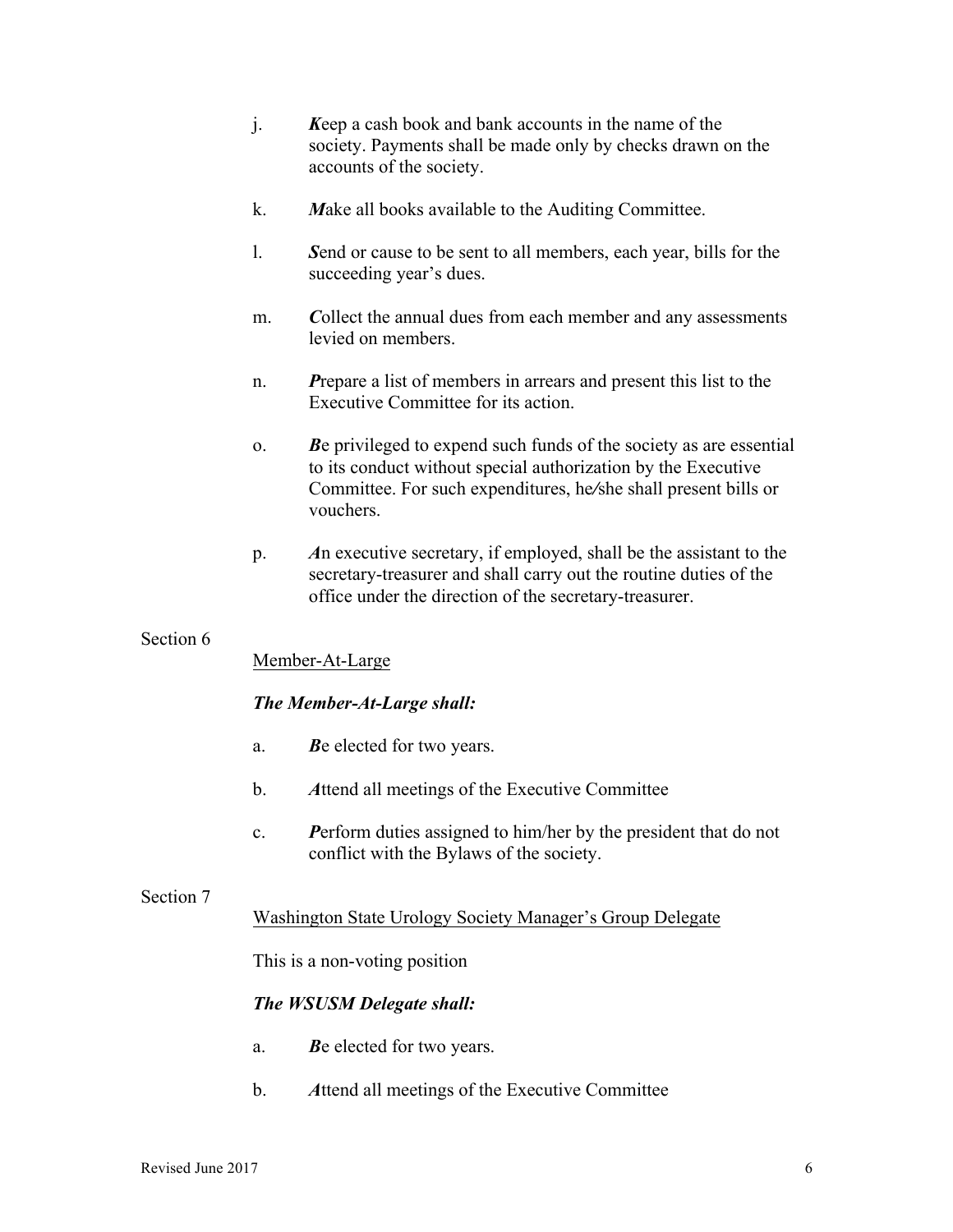j. ***K***eep a cash book and bank accounts in the name of the society. Payments shall be made only by checks drawn on the accounts of the society.

k. ***M***ake all books available to the Auditing Committee.

l. ***S***end or cause to be sent to all members, each year, bills for the succeeding year's dues.

m. ***C***ollect the annual dues from each member and any assessments levied on members.

n. ***P***repare a list of members in arrears and present this list to the Executive Committee for its action.

o. ***B***e privileged to expend such funds of the society as are essential to its conduct without special authorization by the Executive Committee. For such expenditures, he/she shall present bills or vouchers.

p. ***A***n executive secretary, if employed, shall be the assistant to the secretary-treasurer and shall carry out the routine duties of the office under the direction of the secretary-treasurer.

Section 6

<u>Member-At-Large</u>

***The Member-At-Large shall:***

a. ***B***e elected for two years.

b. ***A***ttend all meetings of the Executive Committee

c. ***P***erform duties assigned to him/her by the president that do not conflict with the Bylaws of the society.

Section 7

<u>Washington State Urology Society Manager's Group Delegate</u>

This is a non-voting position

***The WSUSM Delegate shall:***

a. ***B***e elected for two years.

b. ***A***ttend all meetings of the Executive Committee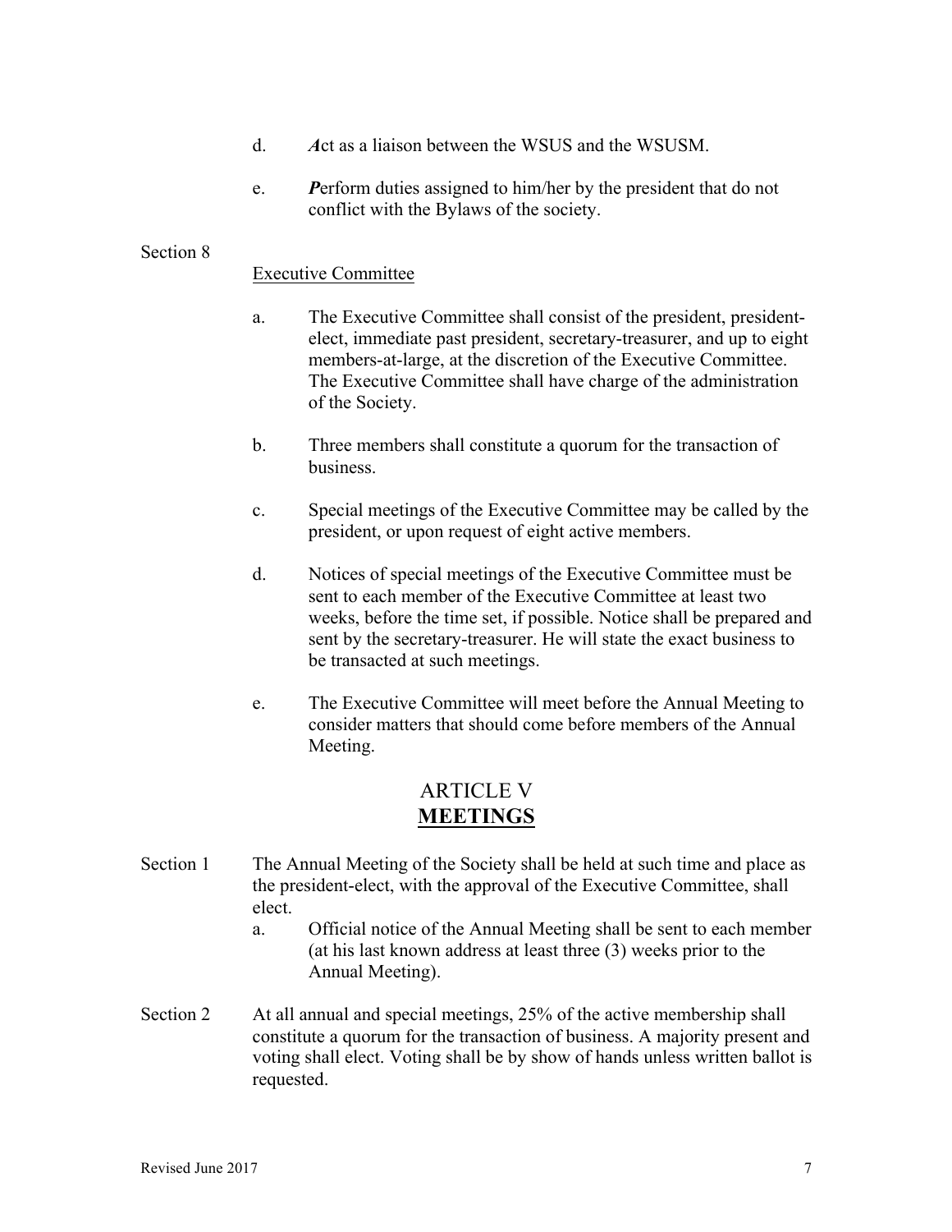d. ***A***ct as a liaison between the WSUS and the WSUSM.

e. ***P***erform duties assigned to him/her by the president that do not conflict with the Bylaws of the society.

Section 8

<u>Executive Committee</u>

a. The Executive Committee shall consist of the president, president-elect, immediate past president, secretary-treasurer, and up to eight members-at-large, at the discretion of the Executive Committee. The Executive Committee shall have charge of the administration of the Society.

b. Three members shall constitute a quorum for the transaction of business.

c. Special meetings of the Executive Committee may be called by the president, or upon request of eight active members.

d. Notices of special meetings of the Executive Committee must be sent to each member of the Executive Committee at least two weeks, before the time set, if possible. Notice shall be prepared and sent by the secretary-treasurer. He will state the exact business to be transacted at such meetings.

e. The Executive Committee will meet before the Annual Meeting to consider matters that should come before members of the Annual Meeting.

## ARTICLE V
## **<u>MEETINGS</u>**

Section 1 The Annual Meeting of the Society shall be held at such time and place as the president-elect, with the approval of the Executive Committee, shall elect.

a. Official notice of the Annual Meeting shall be sent to each member (at his last known address at least three (3) weeks prior to the Annual Meeting).

Section 2 At all annual and special meetings, 25% of the active membership shall constitute a quorum for the transaction of business. A majority present and voting shall elect. Voting shall be by show of hands unless written ballot is requested.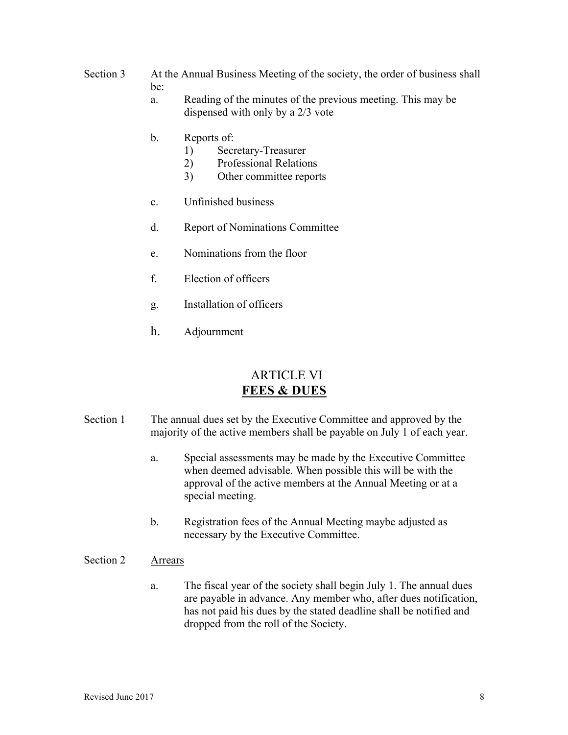Section 3 At the Annual Business Meeting of the society, the order of business shall be:

a. Reading of the minutes of the previous meeting. This may be dispensed with only by a 2/3 vote

b. Reports of:
   1) Secretary-Treasurer
   2) Professional Relations
   3) Other committee reports

c. Unfinished business

d. Report of Nominations Committee

e. Nominations from the floor

f. Election of officers

g. Installation of officers

h. Adjournment

## ARTICLE VI
## **FEES & DUES**

Section 1 The annual dues set by the Executive Committee and approved by the majority of the active members shall be payable on July 1 of each year.

a. Special assessments may be made by the Executive Committee when deemed advisable. When possible this will be with the approval of the active members at the Annual Meeting or at a special meeting.

b. Registration fees of the Annual Meeting maybe adjusted as necessary by the Executive Committee.

Section 2 Arrears

a. The fiscal year of the society shall begin July 1. The annual dues are payable in advance. Any member who, after dues notification, has not paid his dues by the stated deadline shall be notified and dropped from the roll of the Society.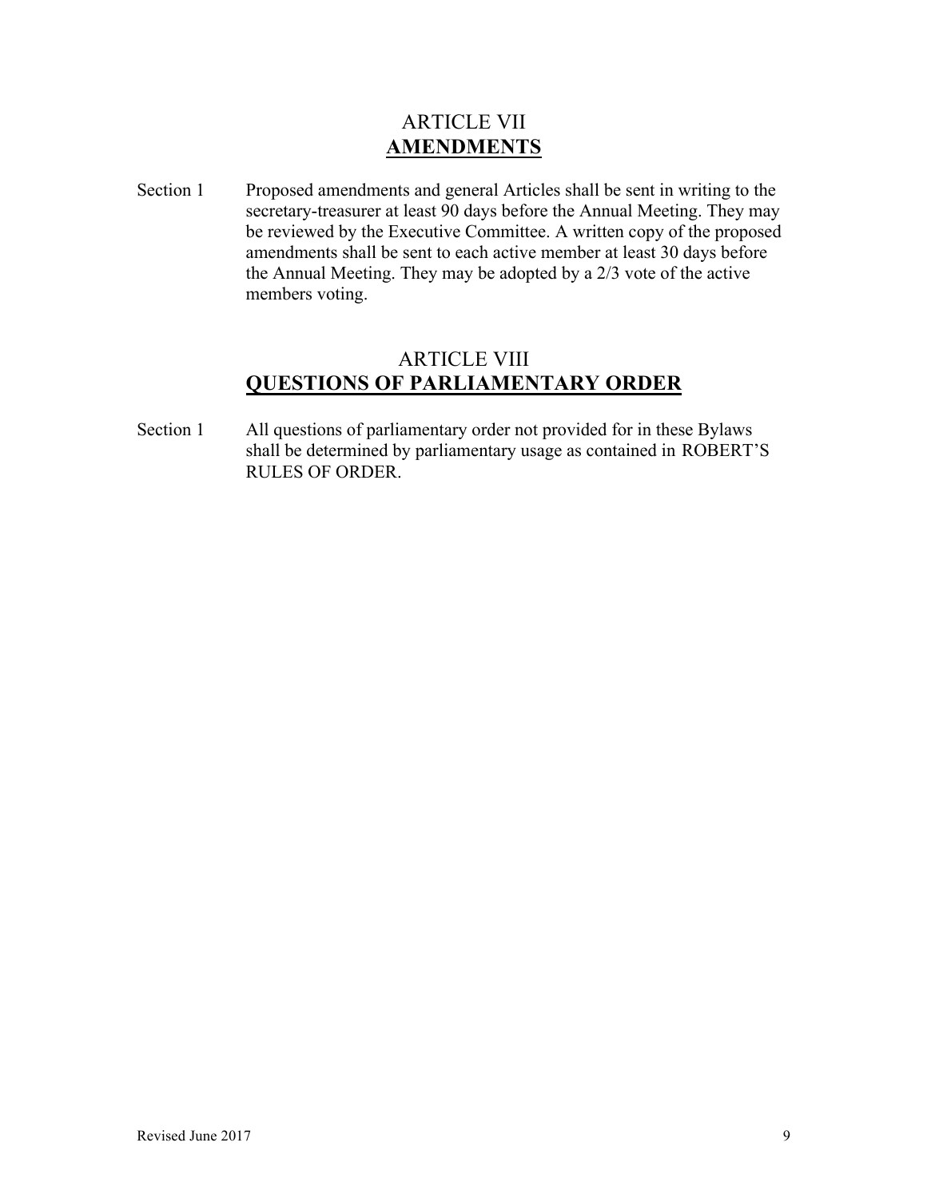## ARTICLE VII
## AMENDMENTS

Section 1 Proposed amendments and general Articles shall be sent in writing to the secretary-treasurer at least 90 days before the Annual Meeting. They may be reviewed by the Executive Committee. A written copy of the proposed amendments shall be sent to each active member at least 30 days before the Annual Meeting. They may be adopted by a 2/3 vote of the active members voting.

## ARTICLE VIII
## QUESTIONS OF PARLIAMENTARY ORDER

Section 1 All questions of parliamentary order not provided for in these Bylaws shall be determined by parliamentary usage as contained in ROBERT'S RULES OF ORDER.

Revised June 2017